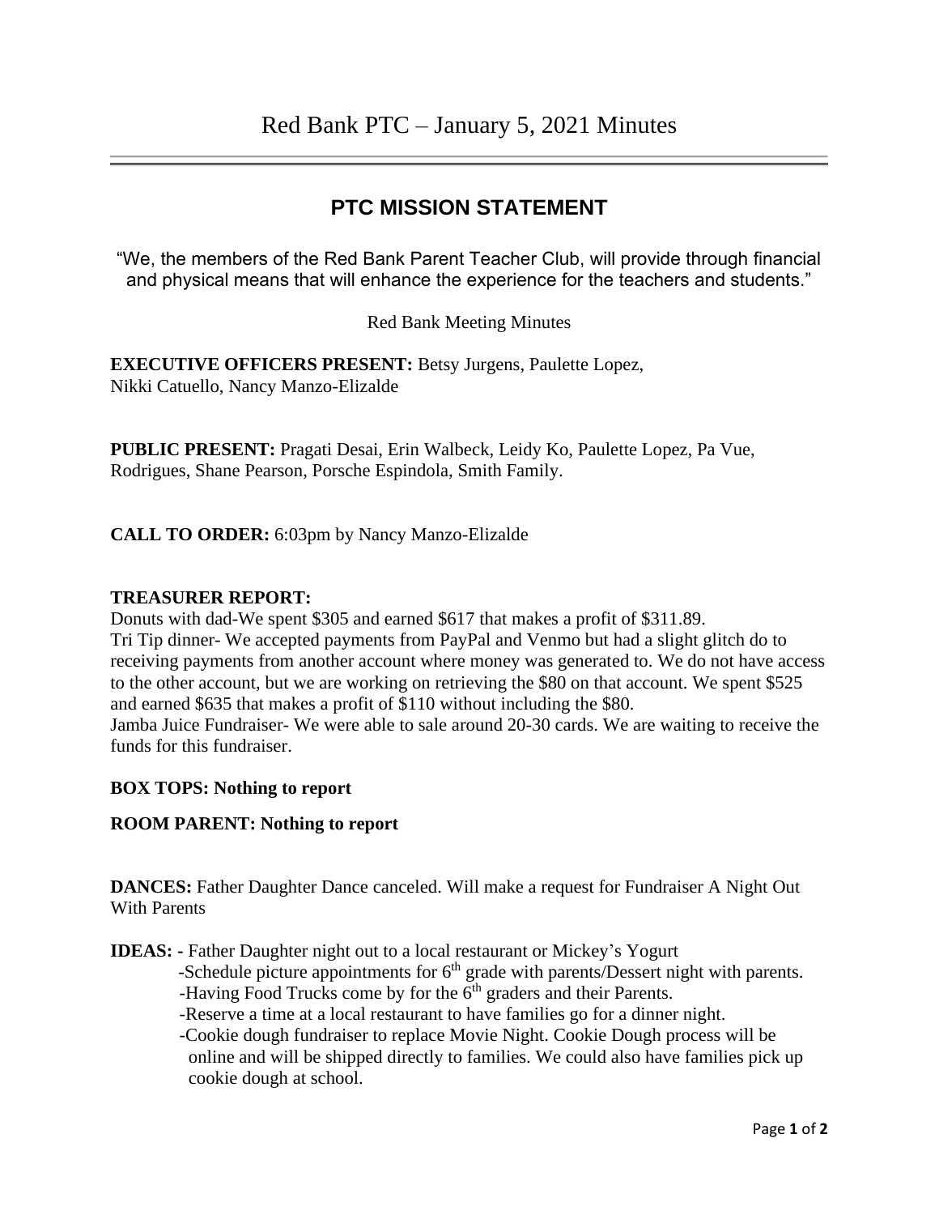# Red Bank PTC – January 5, 2021 Minutes

## PTC MISSION STATEMENT

"We, the members of the Red Bank Parent Teacher Club, will provide through financial and physical means that will enhance the experience for the teachers and students."

Red Bank Meeting Minutes

**EXECUTIVE OFFICERS PRESENT:** Betsy Jurgens, Paulette Lopez, Nikki Catuello, Nancy Manzo-Elizalde

**PUBLIC PRESENT:** Pragati Desai, Erin Walbeck, Leidy Ko, Paulette Lopez, Pa Vue, Rodrigues, Shane Pearson, Porsche Espindola, Smith Family.

**CALL TO ORDER:** 6:03pm by Nancy Manzo-Elizalde

**TREASURER REPORT:**

Donuts with dad-We spent $305 and earned $617 that makes a profit of $311.89.

Tri Tip dinner- We accepted payments from PayPal and Venmo but had a slight glitch do to receiving payments from another account where money was generated to. We do not have access to the other account, but we are working on retrieving the $80 on that account. We spent $525 and earned $635 that makes a profit of $110 without including the $80.

Jamba Juice Fundraiser- We were able to sale around 20-30 cards. We are waiting to receive the funds for this fundraiser.

**BOX TOPS: Nothing to report**

**ROOM PARENT: Nothing to report**

**DANCES:** Father Daughter Dance canceled. Will make a request for Fundraiser A Night Out With Parents

**IDEAS:** - Father Daughter night out to a local restaurant or Mickey's Yogurt

- Schedule picture appointments for 6th grade with parents/Dessert night with parents.
- Having Food Trucks come by for the 6th graders and their Parents.
- Reserve a time at a local restaurant to have families go for a dinner night.
- Cookie dough fundraiser to replace Movie Night. Cookie Dough process will be online and will be shipped directly to families. We could also have families pick up cookie dough at school.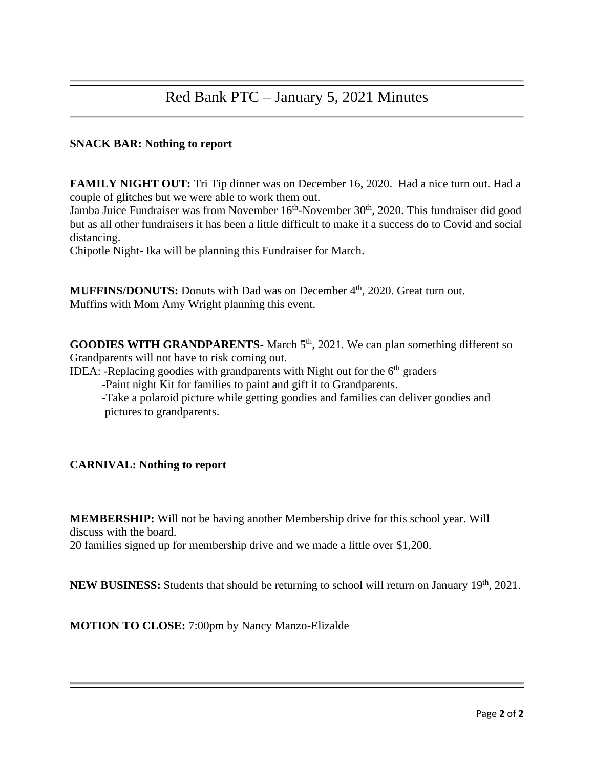# Red Bank PTC – January 5, 2021 Minutes

**SNACK BAR: Nothing to report**

**FAMILY NIGHT OUT:** Tri Tip dinner was on December 16, 2020. Had a nice turn out. Had a couple of glitches but we were able to work them out.
Jamba Juice Fundraiser was from November 16th-November 30th, 2020. This fundraiser did good but as all other fundraisers it has been a little difficult to make it a success do to Covid and social distancing.
Chipotle Night- Ika will be planning this Fundraiser for March.

**MUFFINS/DONUTS:** Donuts with Dad was on December 4th, 2020. Great turn out.
Muffins with Mom Amy Wright planning this event.

**GOODIES WITH GRANDPARENTS**- March 5th, 2021. We can plan something different so Grandparents will not have to risk coming out.
IDEA: -Replacing goodies with grandparents with Night out for the 6th graders
-Paint night Kit for families to paint and gift it to Grandparents.
-Take a polaroid picture while getting goodies and families can deliver goodies and pictures to grandparents.

**CARNIVAL: Nothing to report**

**MEMBERSHIP:** Will not be having another Membership drive for this school year. Will discuss with the board.
20 families signed up for membership drive and we made a little over $1,200.

**NEW BUSINESS:** Students that should be returning to school will return on January 19th, 2021.

**MOTION TO CLOSE:** 7:00pm by Nancy Manzo-Elizalde